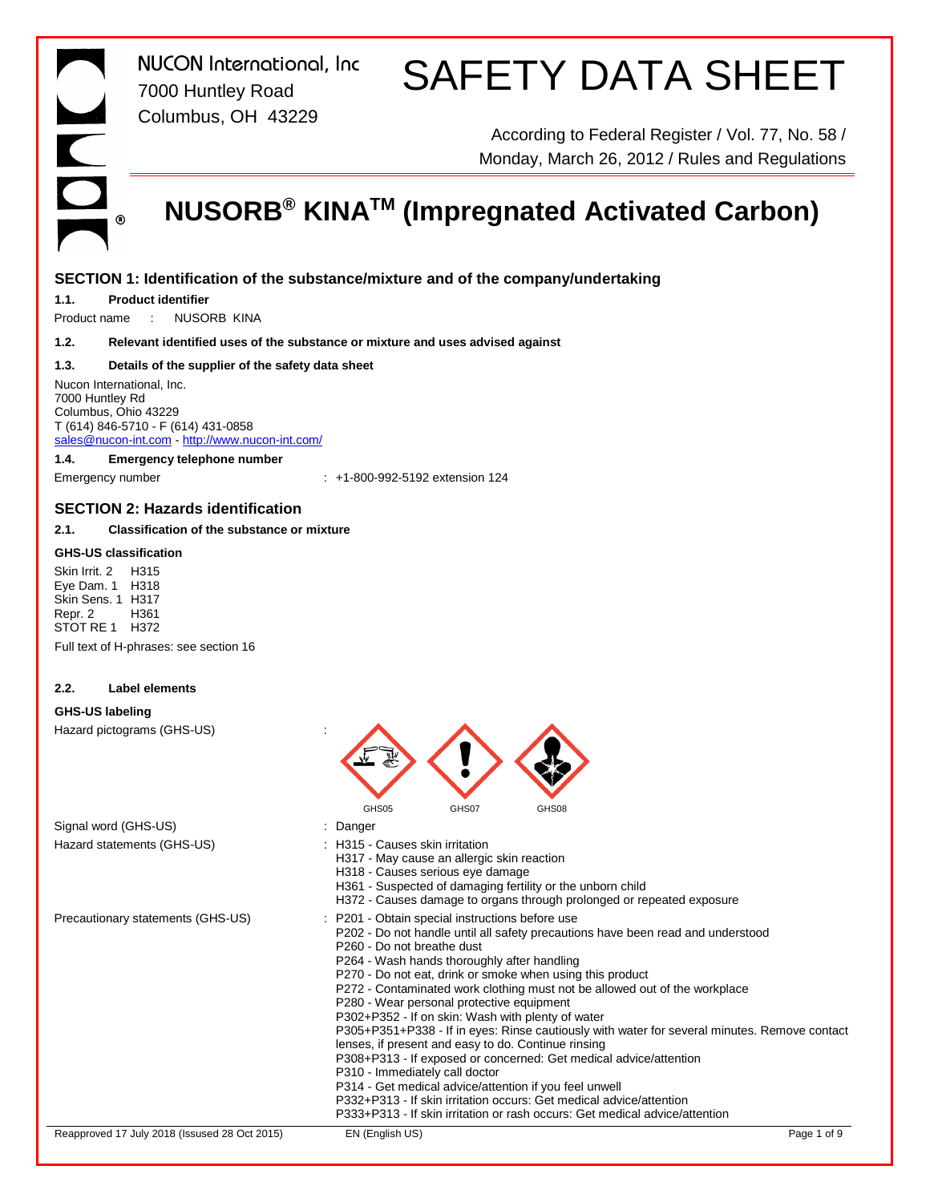NUCON International, Inc
7000 Huntley Road
Columbus, OH 43229

# SAFETY DATA SHEET

According to Federal Register / Vol. 77, No. 58 / Monday, March 26, 2012 / Rules and Regulations

# NUSORB® KINA™ (Impregnated Activated Carbon)

## SECTION 1: Identification of the substance/mixture and of the company/undertaking

**1.1. Product identifier**

Product name : NUSORB KINA

**1.2. Relevant identified uses of the substance or mixture and uses advised against**

**1.3. Details of the supplier of the safety data sheet**

Nucon International, Inc.
7000 Huntley Rd
Columbus, Ohio 43229
T (614) 846-5710 - F (614) 431-0858
sales@nucon-int.com - http://www.nucon-int.com/

**1.4. Emergency telephone number**

Emergency number : +1-800-992-5192 extension 124

## SECTION 2: Hazards identification

**2.1. Classification of the substance or mixture**

**GHS-US classification**

Skin Irrit. 2 H315
Eye Dam. 1 H318
Skin Sens. 1 H317
Repr. 2 H361
STOT RE 1 H372

Full text of H-phrases: see section 16

**2.2. Label elements**

**GHS-US labeling**

Hazard pictograms (GHS-US) : GHS05 GHS07 GHS08

Signal word (GHS-US) : Danger

Hazard statements (GHS-US) :
- H315 - Causes skin irritation
- H317 - May cause an allergic skin reaction
- H318 - Causes serious eye damage
- H361 - Suspected of damaging fertility or the unborn child
- H372 - Causes damage to organs through prolonged or repeated exposure

Precautionary statements (GHS-US) :
- P201 - Obtain special instructions before use
- P202 - Do not handle until all safety precautions have been read and understood
- P260 - Do not breathe dust
- P264 - Wash hands thoroughly after handling
- P270 - Do not eat, drink or smoke when using this product
- P272 - Contaminated work clothing must not be allowed out of the workplace
- P280 - Wear personal protective equipment
- P302+P352 - If on skin: Wash with plenty of water
- P305+P351+P338 - If in eyes: Rinse cautiously with water for several minutes. Remove contact lenses, if present and easy to do. Continue rinsing
- P308+P313 - If exposed or concerned: Get medical advice/attention
- P310 - Immediately call doctor
- P314 - Get medical advice/attention if you feel unwell
- P332+P313 - If skin irritation occurs: Get medical advice/attention
- P333+P313 - If skin irritation or rash occurs: Get medical advice/attention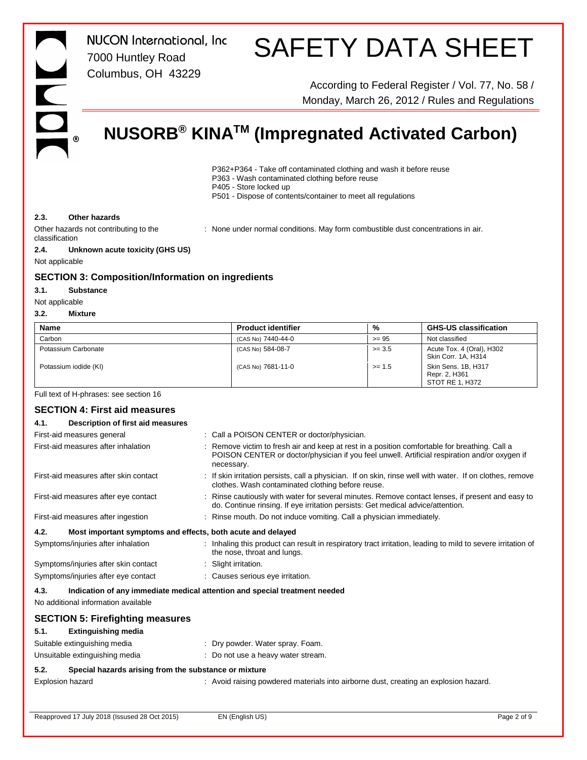P362+P364 - Take off contaminated clothing and wash it before reuse
P363 - Wash contaminated clothing before reuse
P405 - Store locked up
P501 - Dispose of contents/container to meet all regulations

### 2.3. Other hazards

Other hazards not contributing to the classification : None under normal conditions. May form combustible dust concentrations in air.

### 2.4. Unknown acute toxicity (GHS US)

Not applicable

## SECTION 3: Composition/Information on ingredients

### 3.1. Substance

Not applicable

### 3.2. Mixture

| Name | Product identifier | % | GHS-US classification |
|---|---|---|---|
| Carbon | (CAS No) 7440-44-0 | >= 95 | Not classified |
| Potassium Carbonate | (CAS No) 584-08-7 | >= 3.5 | Acute Tox. 4 (Oral), H302<br>Skin Corr. 1A, H314 |
| Potassium iodide (KI) | (CAS No) 7681-11-0 | >= 1.5 | Skin Sens. 1B, H317<br>Repr. 2, H361<br>STOT RE 1, H372 |

Full text of H-phrases: see section 16

## SECTION 4: First aid measures

### 4.1. Description of first aid measures

First-aid measures general : Call a POISON CENTER or doctor/physician.

First-aid measures after inhalation : Remove victim to fresh air and keep at rest in a position comfortable for breathing. Call a POISON CENTER or doctor/physician if you feel unwell. Artificial respiration and/or oxygen if necessary.

First-aid measures after skin contact : If skin irritation persists, call a physician. If on skin, rinse well with water. If on clothes, remove clothes. Wash contaminated clothing before reuse.

First-aid measures after eye contact : Rinse cautiously with water for several minutes. Remove contact lenses, if present and easy to do. Continue rinsing. If eye irritation persists: Get medical advice/attention.

First-aid measures after ingestion : Rinse mouth. Do not induce vomiting. Call a physician immediately.

### 4.2. Most important symptoms and effects, both acute and delayed

Symptoms/injuries after inhalation : Inhaling this product can result in respiratory tract irritation, leading to mild to severe irritation of the nose, throat and lungs.

Symptoms/injuries after skin contact : Slight irritation.

Symptoms/injuries after eye contact : Causes serious eye irritation.

### 4.3. Indication of any immediate medical attention and special treatment needed

No additional information available

## SECTION 5: Firefighting measures

### 5.1. Extinguishing media

Suitable extinguishing media : Dry powder. Water spray. Foam.

Unsuitable extinguishing media : Do not use a heavy water stream.

### 5.2. Special hazards arising from the substance or mixture

Explosion hazard : Avoid raising powdered materials into airborne dust, creating an explosion hazard.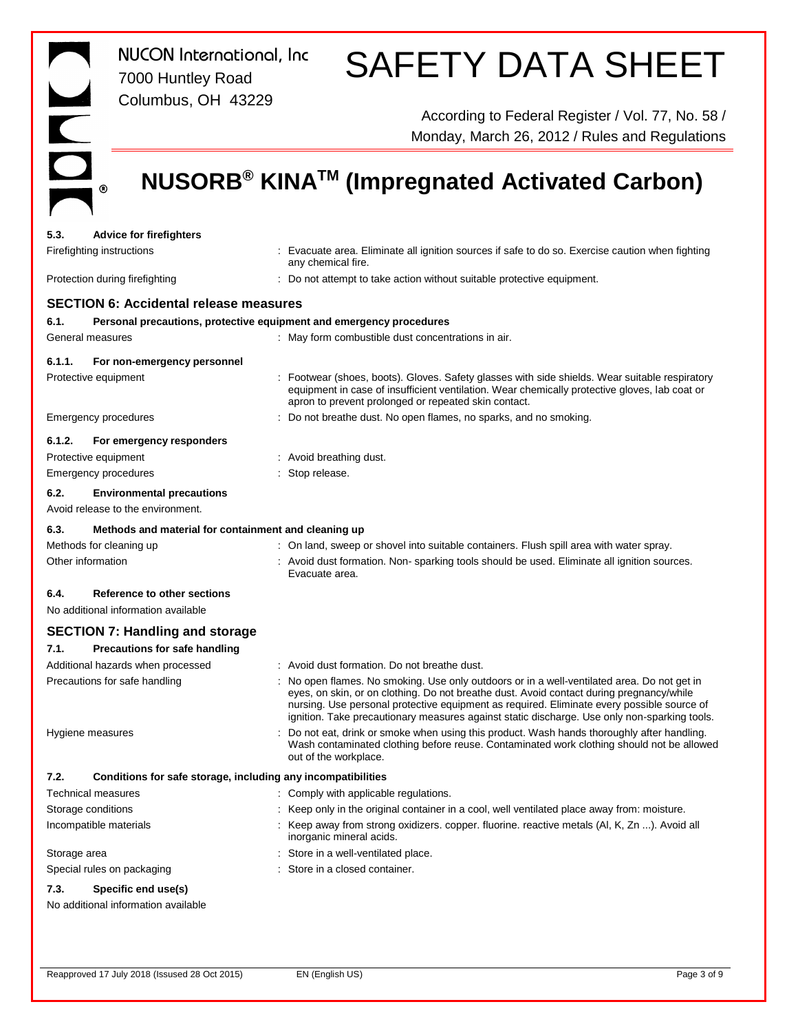**5.3. Advice for firefighters**

| | |
|---|---|
| Firefighting instructions | : Evacuate area. Eliminate all ignition sources if safe to do so. Exercise caution when fighting any chemical fire. |
| Protection during firefighting | : Do not attempt to take action without suitable protective equipment. |

## SECTION 6: Accidental release measures

**6.1. Personal precautions, protective equipment and emergency procedures**

| | |
|---|---|
| General measures | : May form combustible dust concentrations in air. |

**6.1.1. For non-emergency personnel**

| | |
|---|---|
| Protective equipment | : Footwear (shoes, boots). Gloves. Safety glasses with side shields. Wear suitable respiratory equipment in case of insufficient ventilation. Wear chemically protective gloves, lab coat or apron to prevent prolonged or repeated skin contact. |
| Emergency procedures | : Do not breathe dust. No open flames, no sparks, and no smoking. |

**6.1.2. For emergency responders**

| | |
|---|---|
| Protective equipment | : Avoid breathing dust. |
| Emergency procedures | : Stop release. |

**6.2. Environmental precautions**

Avoid release to the environment.

**6.3. Methods and material for containment and cleaning up**

| | |
|---|---|
| Methods for cleaning up | : On land, sweep or shovel into suitable containers. Flush spill area with water spray. |
| Other information | : Avoid dust formation. Non- sparking tools should be used. Eliminate all ignition sources. Evacuate area. |

**6.4. Reference to other sections**

No additional information available

## SECTION 7: Handling and storage

**7.1. Precautions for safe handling**

| | |
|---|---|
| Additional hazards when processed | : Avoid dust formation. Do not breathe dust. |
| Precautions for safe handling | : No open flames. No smoking. Use only outdoors or in a well-ventilated area. Do not get in eyes, on skin, or on clothing. Do not breathe dust. Avoid contact during pregnancy/while nursing. Use personal protective equipment as required. Eliminate every possible source of ignition. Take precautionary measures against static discharge. Use only non-sparking tools. |
| Hygiene measures | : Do not eat, drink or smoke when using this product. Wash hands thoroughly after handling. Wash contaminated clothing before reuse. Contaminated work clothing should not be allowed out of the workplace. |

**7.2. Conditions for safe storage, including any incompatibilities**

| | |
|---|---|
| Technical measures | : Comply with applicable regulations. |
| Storage conditions | : Keep only in the original container in a cool, well ventilated place away from: moisture. |
| Incompatible materials | : Keep away from strong oxidizers. copper. fluorine. reactive metals (Al, K, Zn ...). Avoid all inorganic mineral acids. |
| Storage area | : Store in a well-ventilated place. |
| Special rules on packaging | : Store in a closed container. |

**7.3. Specific end use(s)**

No additional information available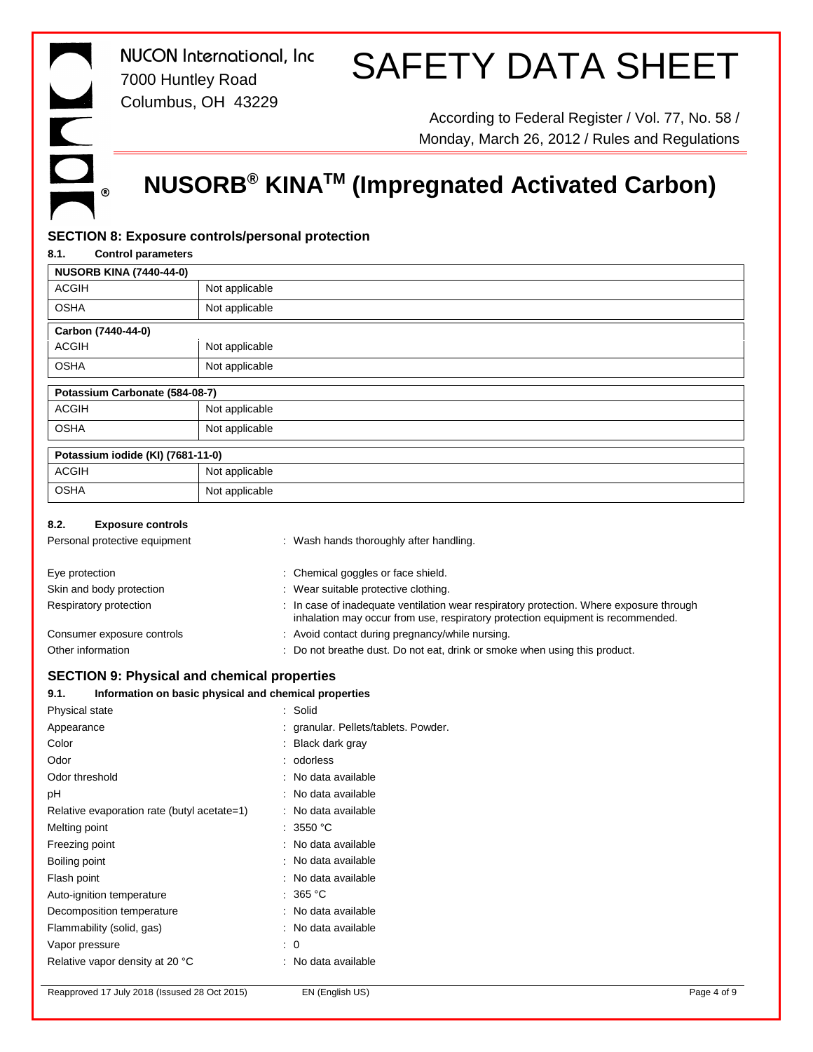## SECTION 8: Exposure controls/personal protection

### 8.1. Control parameters

| NUSORB KINA (7440-44-0) | |
|---|---|
| ACGIH | Not applicable |
| OSHA | Not applicable |

| Carbon (7440-44-0) | |
|---|---|
| ACGIH | Not applicable |
| OSHA | Not applicable |

| Potassium Carbonate (584-08-7) | |
|---|---|
| ACGIH | Not applicable |
| OSHA | Not applicable |

| Potassium iodide (KI) (7681-11-0) | |
|---|---|
| ACGIH | Not applicable |
| OSHA | Not applicable |

### 8.2. Exposure controls

Personal protective equipment : Wash hands thoroughly after handling.

Eye protection : Chemical goggles or face shield.

Skin and body protection : Wear suitable protective clothing.

Respiratory protection : In case of inadequate ventilation wear respiratory protection. Where exposure through inhalation may occur from use, respiratory protection equipment is recommended.

Consumer exposure controls : Avoid contact during pregnancy/while nursing.

Other information : Do not breathe dust. Do not eat, drink or smoke when using this product.

## SECTION 9: Physical and chemical properties

### 9.1. Information on basic physical and chemical properties

Physical state : Solid

Appearance : granular. Pellets/tablets. Powder.

Color : Black dark gray

Odor : odorless

Odor threshold : No data available

pH : No data available

Relative evaporation rate (butyl acetate=1) : No data available

Melting point : 3550 °C

Freezing point : No data available

Boiling point : No data available

Flash point : No data available

Auto-ignition temperature : 365 °C

Decomposition temperature : No data available

Flammability (solid, gas) : No data available

Vapor pressure : 0

Relative vapor density at 20 °C : No data available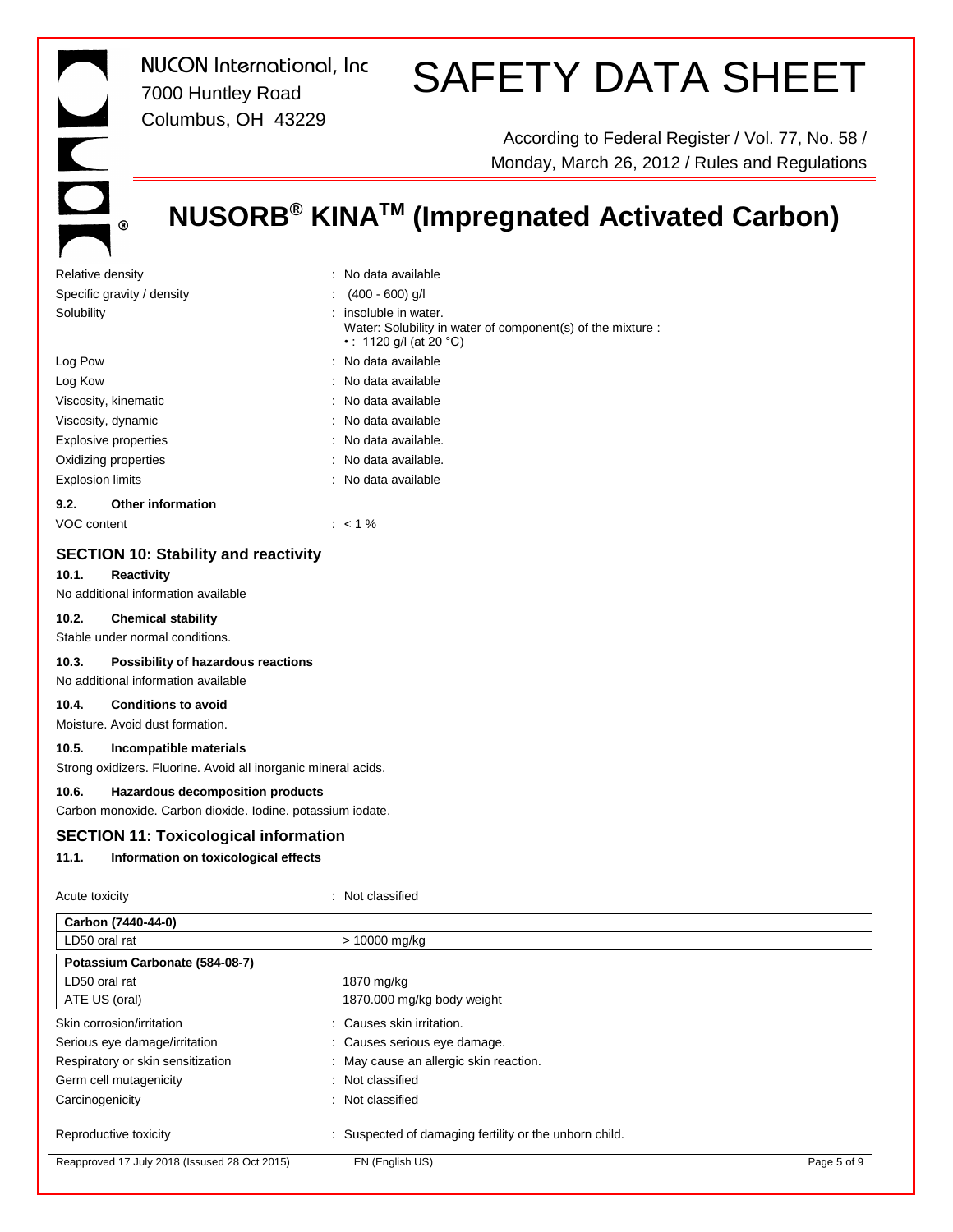| | |
|---|---|
| Relative density | : No data available |
| Specific gravity / density | : (400 - 600) g/l |
| Solubility | : insoluble in water.<br>Water: Solubility in water of component(s) of the mixture :<br>• : 1120 g/l (at 20 °C) |
| Log Pow | : No data available |
| Log Kow | : No data available |
| Viscosity, kinematic | : No data available |
| Viscosity, dynamic | : No data available |
| Explosive properties | : No data available. |
| Oxidizing properties | : No data available. |
| Explosion limits | : No data available |

**9.2. Other information**

| | |
|---|---|
| VOC content | : < 1 % |

## SECTION 10: Stability and reactivity

**10.1. Reactivity**

No additional information available

**10.2. Chemical stability**

Stable under normal conditions.

**10.3. Possibility of hazardous reactions**

No additional information available

**10.4. Conditions to avoid**

Moisture. Avoid dust formation.

**10.5. Incompatible materials**

Strong oxidizers. Fluorine. Avoid all inorganic mineral acids.

**10.6. Hazardous decomposition products**

Carbon monoxide. Carbon dioxide. Iodine. potassium iodate.

## SECTION 11: Toxicological information

**11.1. Information on toxicological effects**

| | |
|---|---|
| Acute toxicity | : Not classified |

| Carbon (7440-44-0) | |
|---|---|
| LD50 oral rat | > 10000 mg/kg |
| **Potassium Carbonate (584-08-7)** | |
| LD50 oral rat | 1870 mg/kg |
| ATE US (oral) | 1870.000 mg/kg body weight |

| | |
|---|---|
| Skin corrosion/irritation | : Causes skin irritation. |
| Serious eye damage/irritation | : Causes serious eye damage. |
| Respiratory or skin sensitization | : May cause an allergic skin reaction. |
| Germ cell mutagenicity | : Not classified |
| Carcinogenicity | : Not classified |
| Reproductive toxicity | : Suspected of damaging fertility or the unborn child. |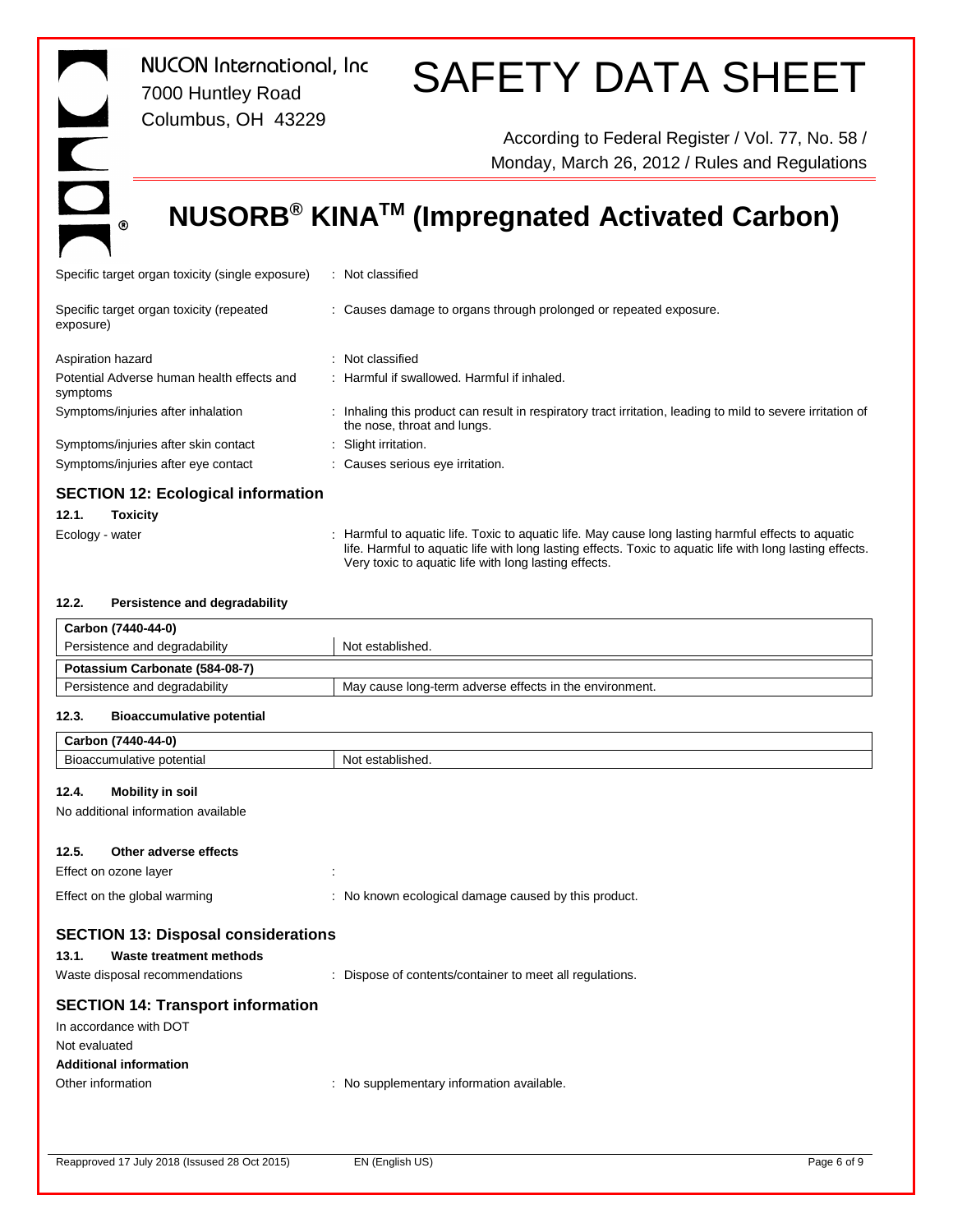| | |
|---|---|
| Specific target organ toxicity (single exposure) | : Not classified |
| Specific target organ toxicity (repeated exposure) | : Causes damage to organs through prolonged or repeated exposure. |
| Aspiration hazard | : Not classified |
| Potential Adverse human health effects and symptoms | : Harmful if swallowed. Harmful if inhaled. |
| Symptoms/injuries after inhalation | : Inhaling this product can result in respiratory tract irritation, leading to mild to severe irritation of the nose, throat and lungs. |
| Symptoms/injuries after skin contact | : Slight irritation. |
| Symptoms/injuries after eye contact | : Causes serious eye irritation. |

## SECTION 12: Ecological information

### 12.1. Toxicity

Ecology - water : Harmful to aquatic life. Toxic to aquatic life. May cause long lasting harmful effects to aquatic life. Harmful to aquatic life with long lasting effects. Toxic to aquatic life with long lasting effects. Very toxic to aquatic life with long lasting effects.

### 12.2. Persistence and degradability

| Carbon (7440-44-0) | |
|---|---|
| Persistence and degradability | Not established. |
| **Potassium Carbonate (584-08-7)** | |
| Persistence and degradability | May cause long-term adverse effects in the environment. |

### 12.3. Bioaccumulative potential

| Carbon (7440-44-0) | |
|---|---|
| Bioaccumulative potential | Not established. |

### 12.4. Mobility in soil

No additional information available

### 12.5. Other adverse effects

Effect on ozone layer :

Effect on the global warming : No known ecological damage caused by this product.

## SECTION 13: Disposal considerations

### 13.1. Waste treatment methods

Waste disposal recommendations : Dispose of contents/container to meet all regulations.

## SECTION 14: Transport information

In accordance with DOT

Not evaluated

**Additional information**

Other information : No supplementary information available.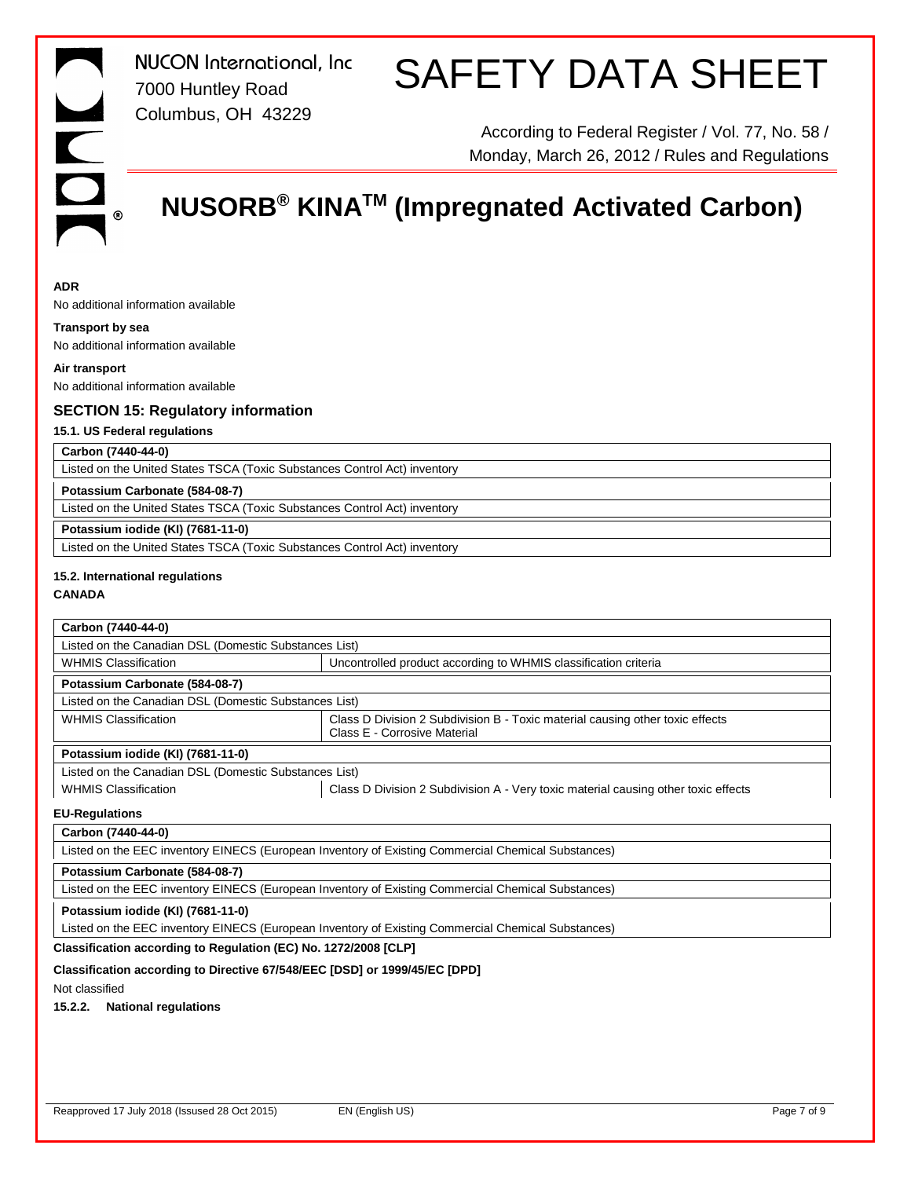**ADR**

No additional information available

**Transport by sea**

No additional information available

**Air transport**

No additional information available

## SECTION 15: Regulatory information

### 15.1. US Federal regulations

| **Carbon (7440-44-0)** |
| --- |
| Listed on the United States TSCA (Toxic Substances Control Act) inventory |

| **Potassium Carbonate (584-08-7)** |
| --- |
| Listed on the United States TSCA (Toxic Substances Control Act) inventory |

| **Potassium iodide (KI) (7681-11-0)** |
| --- |
| Listed on the United States TSCA (Toxic Substances Control Act) inventory |

### 15.2. International regulations

**CANADA**

| **Carbon (7440-44-0)** | |
| --- | --- |
| Listed on the Canadian DSL (Domestic Substances List) | |
| WHMIS Classification | Uncontrolled product according to WHMIS classification criteria |

| **Potassium Carbonate (584-08-7)** | |
| --- | --- |
| Listed on the Canadian DSL (Domestic Substances List) | |
| WHMIS Classification | Class D Division 2 Subdivision B - Toxic material causing other toxic effects<br>Class E - Corrosive Material |

| **Potassium iodide (KI) (7681-11-0)** | |
| --- | --- |
| Listed on the Canadian DSL (Domestic Substances List) | |
| WHMIS Classification | Class D Division 2 Subdivision A - Very toxic material causing other toxic effects |

**EU-Regulations**

| **Carbon (7440-44-0)** |
| --- |
| Listed on the EEC inventory EINECS (European Inventory of Existing Commercial Chemical Substances) |

| **Potassium Carbonate (584-08-7)** |
| --- |
| Listed on the EEC inventory EINECS (European Inventory of Existing Commercial Chemical Substances) |

| **Potassium iodide (KI) (7681-11-0)** |
| --- |
| Listed on the EEC inventory EINECS (European Inventory of Existing Commercial Chemical Substances) |

**Classification according to Regulation (EC) No. 1272/2008 [CLP]**

**Classification according to Directive 67/548/EEC [DSD] or 1999/45/EC [DPD]**

Not classified

**15.2.2. National regulations**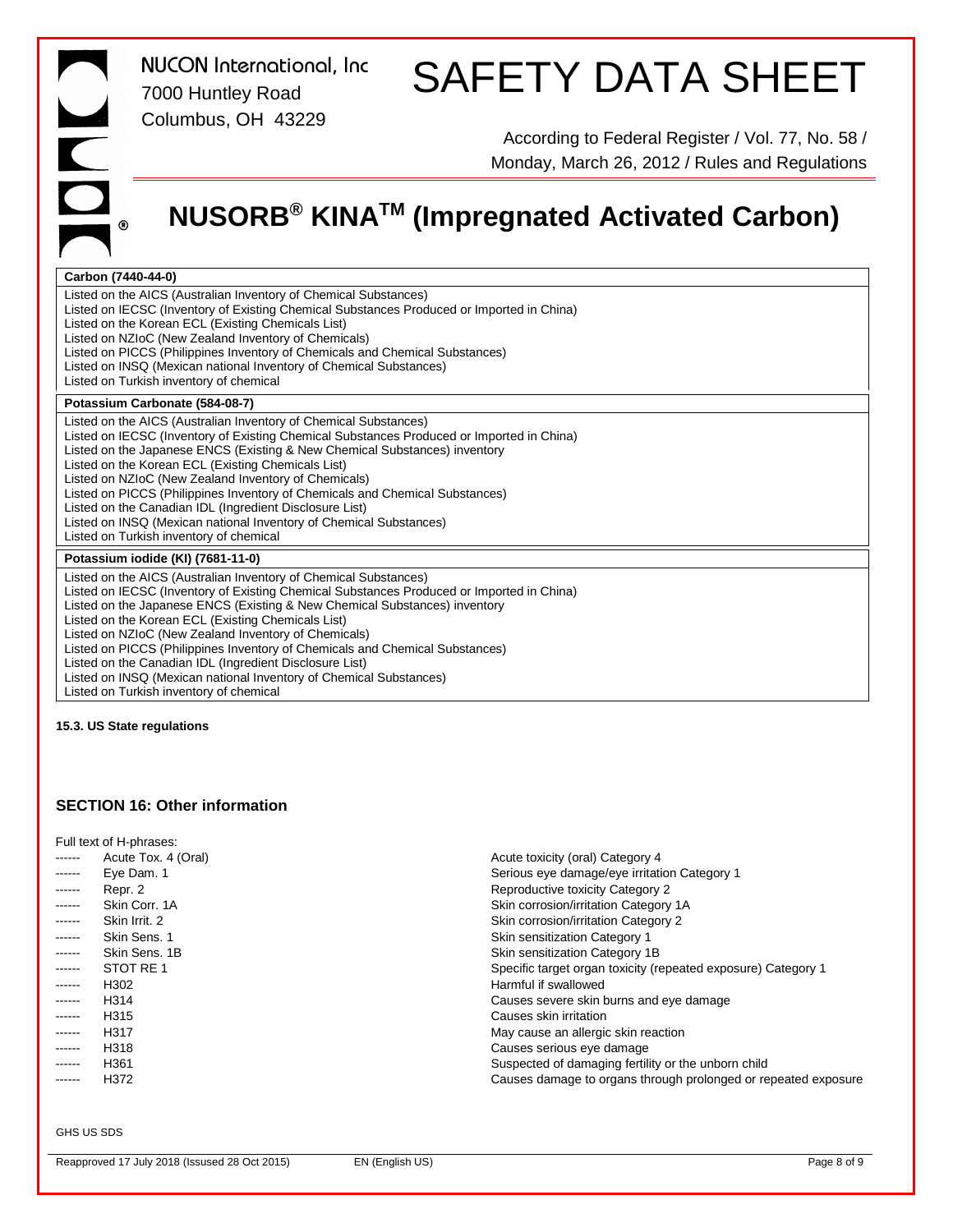| Carbon (7440-44-0) |
| --- |
| Listed on the AICS (Australian Inventory of Chemical Substances)<br>Listed on IECSC (Inventory of Existing Chemical Substances Produced or Imported in China)<br>Listed on the Korean ECL (Existing Chemicals List)<br>Listed on NZIoC (New Zealand Inventory of Chemicals)<br>Listed on PICCS (Philippines Inventory of Chemicals and Chemical Substances)<br>Listed on INSQ (Mexican national Inventory of Chemical Substances)<br>Listed on Turkish inventory of chemical |

| Potassium Carbonate (584-08-7) |
| --- |
| Listed on the AICS (Australian Inventory of Chemical Substances)<br>Listed on IECSC (Inventory of Existing Chemical Substances Produced or Imported in China)<br>Listed on the Japanese ENCS (Existing & New Chemical Substances) inventory<br>Listed on the Korean ECL (Existing Chemicals List)<br>Listed on NZIoC (New Zealand Inventory of Chemicals)<br>Listed on PICCS (Philippines Inventory of Chemicals and Chemical Substances)<br>Listed on the Canadian IDL (Ingredient Disclosure List)<br>Listed on INSQ (Mexican national Inventory of Chemical Substances)<br>Listed on Turkish inventory of chemical |

| Potassium iodide (KI) (7681-11-0) |
| --- |
| Listed on the AICS (Australian Inventory of Chemical Substances)<br>Listed on IECSC (Inventory of Existing Chemical Substances Produced or Imported in China)<br>Listed on the Japanese ENCS (Existing & New Chemical Substances) inventory<br>Listed on the Korean ECL (Existing Chemicals List)<br>Listed on NZIoC (New Zealand Inventory of Chemicals)<br>Listed on PICCS (Philippines Inventory of Chemicals and Chemical Substances)<br>Listed on the Canadian IDL (Ingredient Disclosure List)<br>Listed on INSQ (Mexican national Inventory of Chemical Substances)<br>Listed on Turkish inventory of chemical |

**15.3. US State regulations**

## SECTION 16: Other information

Full text of H-phrases:

| | | |
| --- | --- | --- |
| ------ | Acute Tox. 4 (Oral) | Acute toxicity (oral) Category 4 |
| ------ | Eye Dam. 1 | Serious eye damage/eye irritation Category 1 |
| ------ | Repr. 2 | Reproductive toxicity Category 2 |
| ------ | Skin Corr. 1A | Skin corrosion/irritation Category 1A |
| ------ | Skin Irrit. 2 | Skin corrosion/irritation Category 2 |
| ------ | Skin Sens. 1 | Skin sensitization Category 1 |
| ------ | Skin Sens. 1B | Skin sensitization Category 1B |
| ------ | STOT RE 1 | Specific target organ toxicity (repeated exposure) Category 1 |
| ------ | H302 | Harmful if swallowed |
| ------ | H314 | Causes severe skin burns and eye damage |
| ------ | H315 | Causes skin irritation |
| ------ | H317 | May cause an allergic skin reaction |
| ------ | H318 | Causes serious eye damage |
| ------ | H361 | Suspected of damaging fertility or the unborn child |
| ------ | H372 | Causes damage to organs through prolonged or repeated exposure |

GHS US SDS